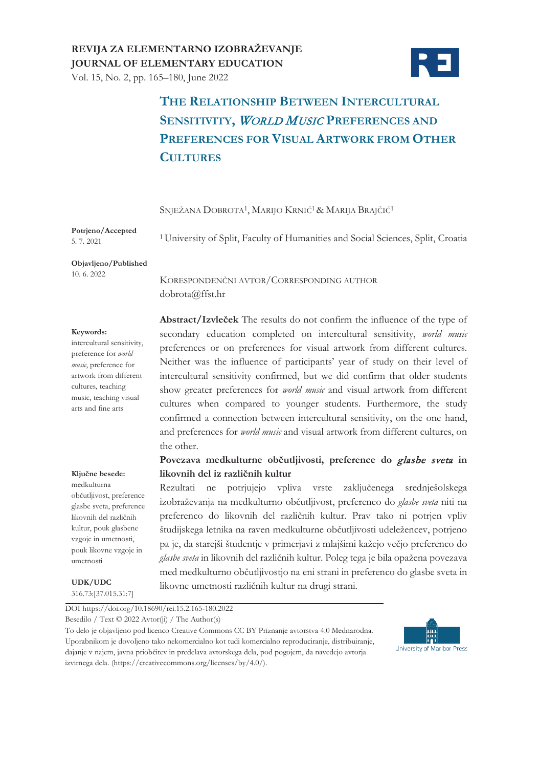REVIJA ZA ELEMENTARNO IZOBRAŽEVANJE
JOURNAL OF ELEMENTARY EDUCATION
Vol. 15, No. 2, pp. 165–180, June 2022

# The Relationship Between Intercultural Sensitivity, *World Music* Preferences and Preferences for Visual Artwork from Other Cultures

Snježana Dobrota[1], Marijo Krnić[1] & Marija Brajčić[1]

[1] University of Split, Faculty of Humanities and Social Sciences, Split, Croatia

**Potrjeno/Accepted**
5. 7. 2021

**Objavljeno/Published**
10. 6. 2022

Korespondenčni avtor/Corresponding author
dobrota@ffst.hr

**Keywords:**
intercultural sensitivity, preference for *world music*, preference for artwork from different cultures, teaching music, teaching visual arts and fine arts

**Abstract/Izvleček** The results do not confirm the influence of the type of secondary education completed on intercultural sensitivity, *world music* preferences or on preferences for visual artwork from different cultures. Neither was the influence of participants' year of study on their level of intercultural sensitivity confirmed, but we did confirm that older students show greater preferences for *world music* and visual artwork from different cultures when compared to younger students. Furthermore, the study confirmed a connection between intercultural sensitivity, on the one hand, and preferences for *world music* and visual artwork from different cultures, on the other.

**Povezava medkulturne občutljivosti, preference do *glasbe sveta* in likovnih del iz različnih kultur**

Rezultati ne potrjujejo vpliva vrste zaključenega srednješolskega izobraževanja na medkulturno občutljivost, preferenco do *glasbe sveta* niti na preferenco do likovnih del različnih kultur. Prav tako ni potrjen vpliv študijskega letnika na raven medkulturne občutljivosti udeležencev, potrjeno pa je, da starejši študentje v primerjavi z mlajšimi kažejo večjo preferenco do *glasbe sveta* in likovnih del različnih kultur. Poleg tega je bila opažena povezava med medkulturno občutljivostjo na eni strani in preferenco do glasbe sveta in likovne umetnosti različnih kultur na drugi strani.

**Ključne besede:**
medkulturna občutljivost, preference glasbe sveta, preference likovnih del različnih kultur, pouk glasbene vzgoje in umetnosti, pouk likovne vzgoje in umetnosti

**UDK/UDC**
316.73:[37.015.31:7]

DOI https://doi.org/10.18690/rei.15.2.165-180.2022
Besedilo / Text © 2022 Avtor(ji) / The Author(s)
To delo je objavljeno pod licenco Creative Commons CC BY Priznanje avtorstva 4.0 Mednarodna. Uporabnikom je dovoljeno tako nekomercialno kot tudi komercialno reproduciranje, distribuiranje, dajanje v najem, javna priobčitev in predelava avtorskega dela, pod pogojem, da navedejo avtorja izvirnega dela. (https://creativecommons.org/licenses/by/4.0/).

University of Maribor Press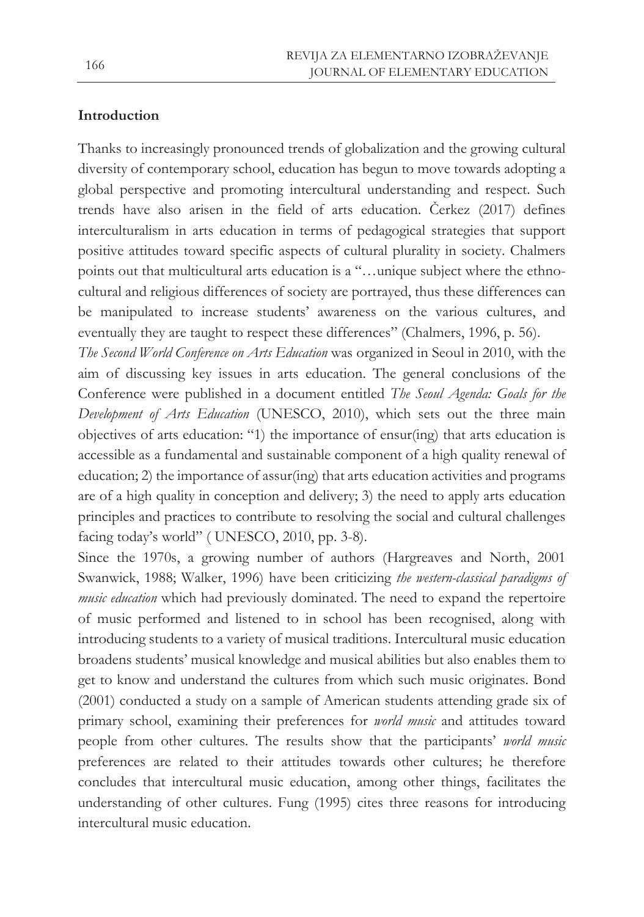## Introduction

Thanks to increasingly pronounced trends of globalization and the growing cultural diversity of contemporary school, education has begun to move towards adopting a global perspective and promoting intercultural understanding and respect. Such trends have also arisen in the field of arts education. Čerkez (2017) defines interculturalism in arts education in terms of pedagogical strategies that support positive attitudes toward specific aspects of cultural plurality in society. Chalmers points out that multicultural arts education is a "…unique subject where the ethno-cultural and religious differences of society are portrayed, thus these differences can be manipulated to increase students' awareness on the various cultures, and eventually they are taught to respect these differences" (Chalmers, 1996, p. 56).

*The Second World Conference on Arts Education* was organized in Seoul in 2010, with the aim of discussing key issues in arts education. The general conclusions of the Conference were published in a document entitled *The Seoul Agenda: Goals for the Development of Arts Education* (UNESCO, 2010), which sets out the three main objectives of arts education: "1) the importance of ensur(ing) that arts education is accessible as a fundamental and sustainable component of a high quality renewal of education; 2) the importance of assur(ing) that arts education activities and programs are of a high quality in conception and delivery; 3) the need to apply arts education principles and practices to contribute to resolving the social and cultural challenges facing today's world" ( UNESCO, 2010, pp. 3-8).

Since the 1970s, a growing number of authors (Hargreaves and North, 2001 Swanwick, 1988; Walker, 1996) have been criticizing *the western-classical paradigms of music education* which had previously dominated. The need to expand the repertoire of music performed and listened to in school has been recognised, along with introducing students to a variety of musical traditions. Intercultural music education broadens students' musical knowledge and musical abilities but also enables them to get to know and understand the cultures from which such music originates. Bond (2001) conducted a study on a sample of American students attending grade six of primary school, examining their preferences for *world music* and attitudes toward people from other cultures. The results show that the participants' *world music* preferences are related to their attitudes towards other cultures; he therefore concludes that intercultural music education, among other things, facilitates the understanding of other cultures. Fung (1995) cites three reasons for introducing intercultural music education.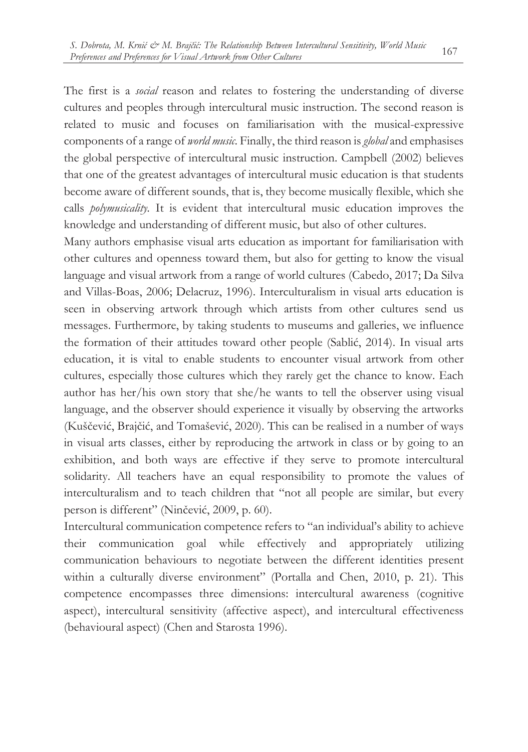The first is a *social* reason and relates to fostering the understanding of diverse cultures and peoples through intercultural music instruction. The second reason is related to music and focuses on familiarisation with the musical-expressive components of a range of *world music*. Finally, the third reason is *global* and emphasises the global perspective of intercultural music instruction. Campbell (2002) believes that one of the greatest advantages of intercultural music education is that students become aware of different sounds, that is, they become musically flexible, which she calls *polymusicality*. It is evident that intercultural music education improves the knowledge and understanding of different music, but also of other cultures.

Many authors emphasise visual arts education as important for familiarisation with other cultures and openness toward them, but also for getting to know the visual language and visual artwork from a range of world cultures (Cabedo, 2017; Da Silva and Villas-Boas, 2006; Delacruz, 1996). Interculturalism in visual arts education is seen in observing artwork through which artists from other cultures send us messages. Furthermore, by taking students to museums and galleries, we influence the formation of their attitudes toward other people (Sablić, 2014). In visual arts education, it is vital to enable students to encounter visual artwork from other cultures, especially those cultures which they rarely get the chance to know. Each author has her/his own story that she/he wants to tell the observer using visual language, and the observer should experience it visually by observing the artworks (Kuščević, Brajčić, and Tomašević, 2020). This can be realised in a number of ways in visual arts classes, either by reproducing the artwork in class or by going to an exhibition, and both ways are effective if they serve to promote intercultural solidarity. All teachers have an equal responsibility to promote the values of interculturalism and to teach children that "not all people are similar, but every person is different" (Ninčević, 2009, p. 60).

Intercultural communication competence refers to "an individual's ability to achieve their communication goal while effectively and appropriately utilizing communication behaviours to negotiate between the different identities present within a culturally diverse environment" (Portalla and Chen, 2010, p. 21). This competence encompasses three dimensions: intercultural awareness (cognitive aspect), intercultural sensitivity (affective aspect), and intercultural effectiveness (behavioural aspect) (Chen and Starosta 1996).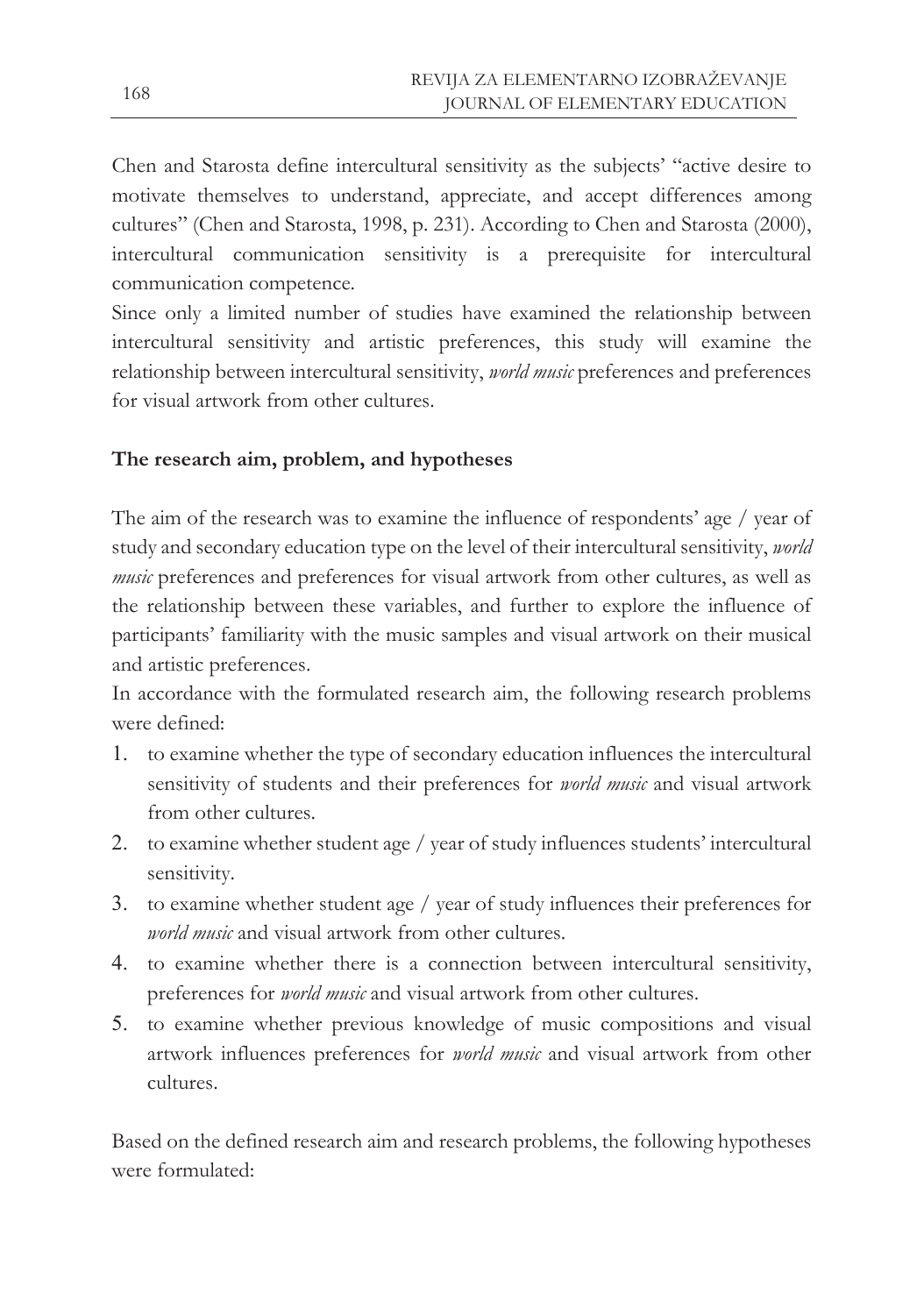Chen and Starosta define intercultural sensitivity as the subjects' "active desire to motivate themselves to understand, appreciate, and accept differences among cultures" (Chen and Starosta, 1998, p. 231). According to Chen and Starosta (2000), intercultural communication sensitivity is a prerequisite for intercultural communication competence.

Since only a limited number of studies have examined the relationship between intercultural sensitivity and artistic preferences, this study will examine the relationship between intercultural sensitivity, *world music* preferences and preferences for visual artwork from other cultures.

## The research aim, problem, and hypotheses

The aim of the research was to examine the influence of respondents' age / year of study and secondary education type on the level of their intercultural sensitivity, *world music* preferences and preferences for visual artwork from other cultures, as well as the relationship between these variables, and further to explore the influence of participants' familiarity with the music samples and visual artwork on their musical and artistic preferences.

In accordance with the formulated research aim, the following research problems were defined:

1. to examine whether the type of secondary education influences the intercultural sensitivity of students and their preferences for *world music* and visual artwork from other cultures.
2. to examine whether student age / year of study influences students' intercultural sensitivity.
3. to examine whether student age / year of study influences their preferences for *world music* and visual artwork from other cultures.
4. to examine whether there is a connection between intercultural sensitivity, preferences for *world music* and visual artwork from other cultures.
5. to examine whether previous knowledge of music compositions and visual artwork influences preferences for *world music* and visual artwork from other cultures.

Based on the defined research aim and research problems, the following hypotheses were formulated: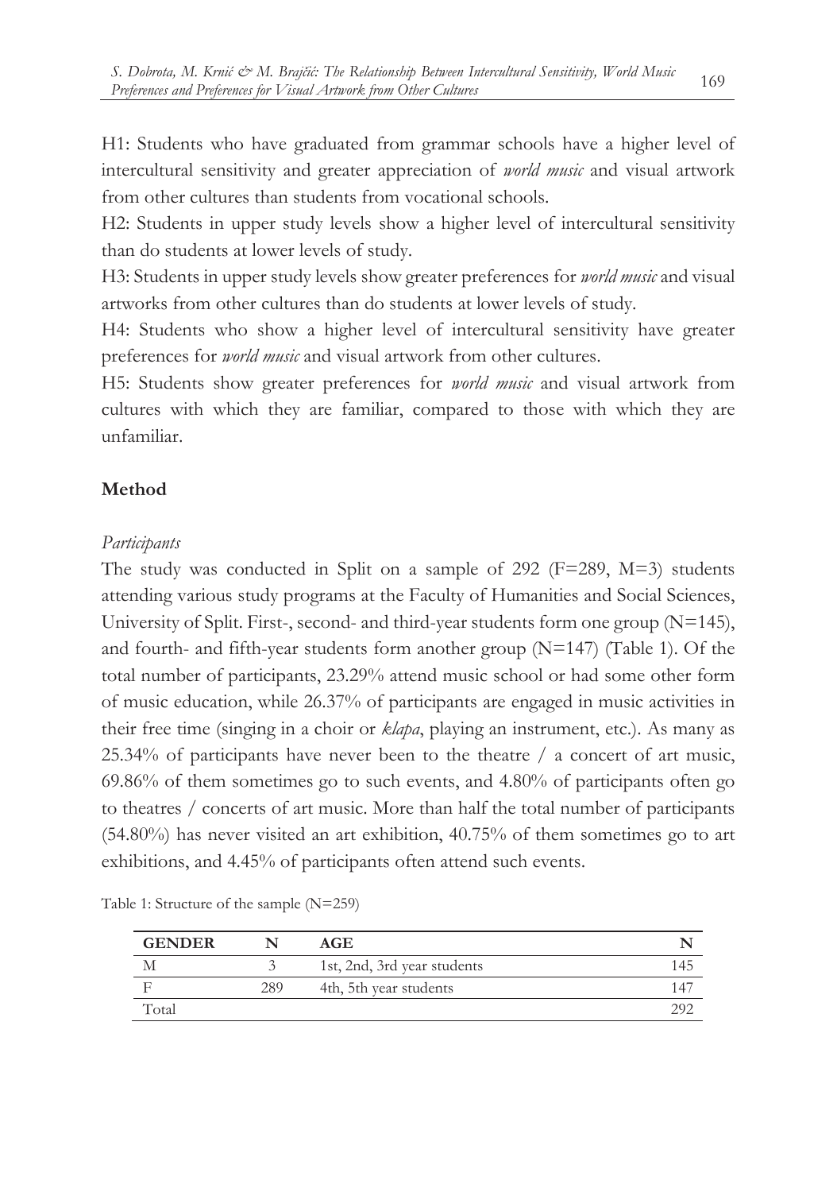H1: Students who have graduated from grammar schools have a higher level of intercultural sensitivity and greater appreciation of *world music* and visual artwork from other cultures than students from vocational schools.

H2: Students in upper study levels show a higher level of intercultural sensitivity than do students at lower levels of study.

H3: Students in upper study levels show greater preferences for *world music* and visual artworks from other cultures than do students at lower levels of study.

H4: Students who show a higher level of intercultural sensitivity have greater preferences for *world music* and visual artwork from other cultures.

H5: Students show greater preferences for *world music* and visual artwork from cultures with which they are familiar, compared to those with which they are unfamiliar.

## Method

### *Participants*

The study was conducted in Split on a sample of 292 (F=289, M=3) students attending various study programs at the Faculty of Humanities and Social Sciences, University of Split. First-, second- and third-year students form one group (N=145), and fourth- and fifth-year students form another group (N=147) (Table 1). Of the total number of participants, 23.29% attend music school or had some other form of music education, while 26.37% of participants are engaged in music activities in their free time (singing in a choir or *klapa*, playing an instrument, etc.). As many as 25.34% of participants have never been to the theatre / a concert of art music, 69.86% of them sometimes go to such events, and 4.80% of participants often go to theatres / concerts of art music. More than half the total number of participants (54.80%) has never visited an art exhibition, 40.75% of them sometimes go to art exhibitions, and 4.45% of participants often attend such events.

Table 1: Structure of the sample (N=259)

| GENDER | N | AGE | N |
|---|---|---|---|
| M | 3 | 1st, 2nd, 3rd year students | 145 |
| F | 289 | 4th, 5th year students | 147 |
| Total | | | 292 |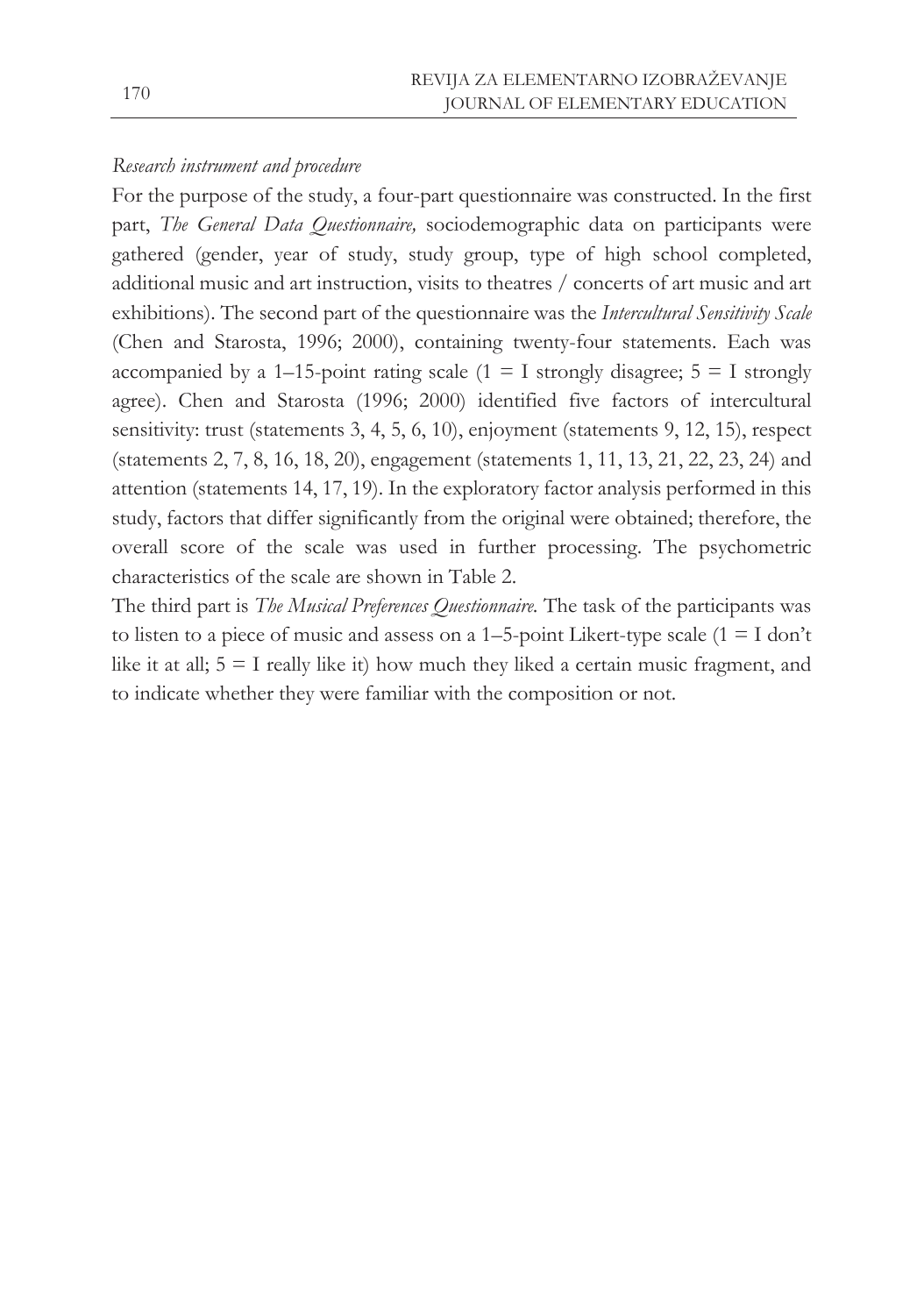*Research instrument and procedure*

For the purpose of the study, a four-part questionnaire was constructed. In the first part, *The General Data Questionnaire,* sociodemographic data on participants were gathered (gender, year of study, study group, type of high school completed, additional music and art instruction, visits to theatres / concerts of art music and art exhibitions). The second part of the questionnaire was the *Intercultural Sensitivity Scale* (Chen and Starosta, 1996; 2000), containing twenty-four statements. Each was accompanied by a 1–15-point rating scale (1 = I strongly disagree; 5 = I strongly agree). Chen and Starosta (1996; 2000) identified five factors of intercultural sensitivity: trust (statements 3, 4, 5, 6, 10), enjoyment (statements 9, 12, 15), respect (statements 2, 7, 8, 16, 18, 20), engagement (statements 1, 11, 13, 21, 22, 23, 24) and attention (statements 14, 17, 19). In the exploratory factor analysis performed in this study, factors that differ significantly from the original were obtained; therefore, the overall score of the scale was used in further processing. The psychometric characteristics of the scale are shown in Table 2.

The third part is *The Musical Preferences Questionnaire.* The task of the participants was to listen to a piece of music and assess on a 1–5-point Likert-type scale (1 = I don't like it at all; 5 = I really like it) how much they liked a certain music fragment, and to indicate whether they were familiar with the composition or not.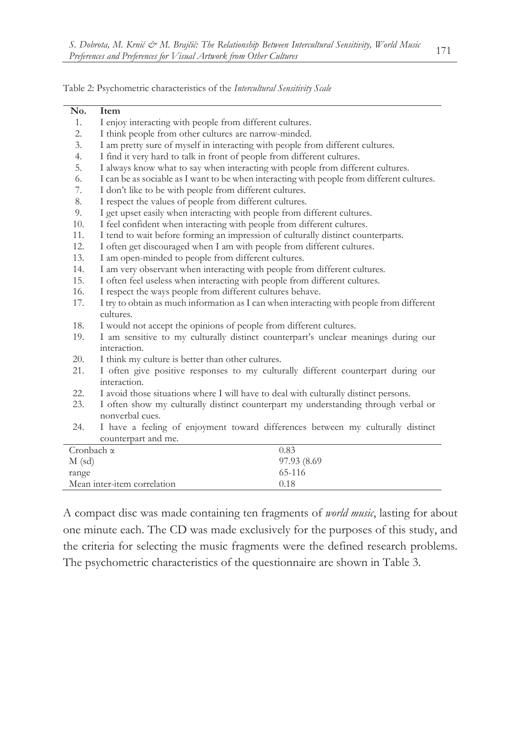Table 2: Psychometric characteristics of the *Intercultural Sensitivity Scale*

| No. | Item |
|---|---|
| 1. | I enjoy interacting with people from different cultures. |
| 2. | I think people from other cultures are narrow-minded. |
| 3. | I am pretty sure of myself in interacting with people from different cultures. |
| 4. | I find it very hard to talk in front of people from different cultures. |
| 5. | I always know what to say when interacting with people from different cultures. |
| 6. | I can be as sociable as I want to be when interacting with people from different cultures. |
| 7. | I don't like to be with people from different cultures. |
| 8. | I respect the values of people from different cultures. |
| 9. | I get upset easily when interacting with people from different cultures. |
| 10. | I feel confident when interacting with people from different cultures. |
| 11. | I tend to wait before forming an impression of culturally distinct counterparts. |
| 12. | I often get discouraged when I am with people from different cultures. |
| 13. | I am open-minded to people from different cultures. |
| 14. | I am very observant when interacting with people from different cultures. |
| 15. | I often feel useless when interacting with people from different cultures. |
| 16. | I respect the ways people from different cultures behave. |
| 17. | I try to obtain as much information as I can when interacting with people from different cultures. |
| 18. | I would not accept the opinions of people from different cultures. |
| 19. | I am sensitive to my culturally distinct counterpart's unclear meanings during our interaction. |
| 20. | I think my culture is better than other cultures. |
| 21. | I often give positive responses to my culturally different counterpart during our interaction. |
| 22. | I avoid those situations where I will have to deal with culturally distinct persons. |
| 23. | I often show my culturally distinct counterpart my understanding through verbal or nonverbal cues. |
| 24. | I have a feeling of enjoyment toward differences between my culturally distinct counterpart and me. |
| Cronbach α | 0.83 |
| M (sd) | 97.93 (8.69 |
| range | 65-116 |
| Mean inter-item correlation | 0.18 |

A compact disc was made containing ten fragments of *world music*, lasting for about one minute each. The CD was made exclusively for the purposes of this study, and the criteria for selecting the music fragments were the defined research problems. The psychometric characteristics of the questionnaire are shown in Table 3.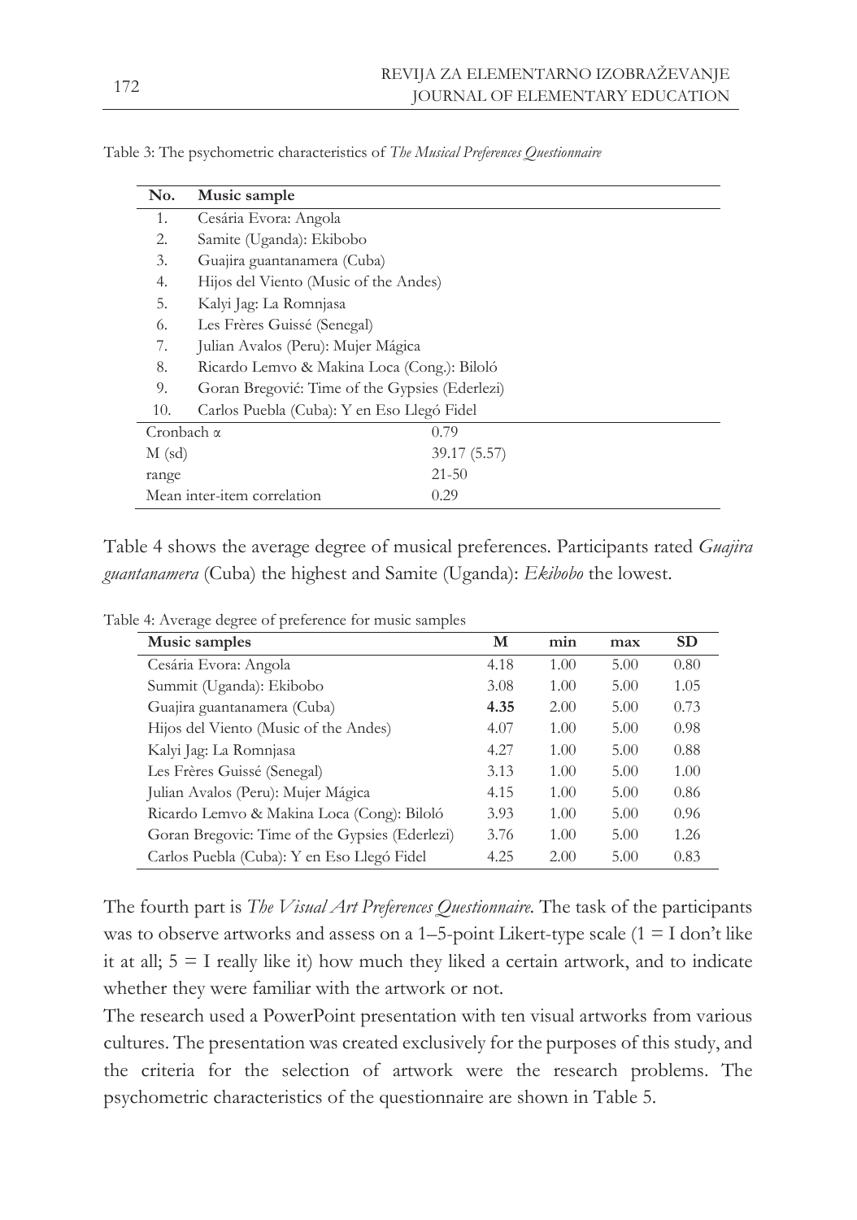Table 3: The psychometric characteristics of *The Musical Preferences Questionnaire*

| No. | Music sample | |
|---|---|---|
| 1. | Cesária Evora: Angola | |
| 2. | Samite (Uganda): Ekibobo | |
| 3. | Guajira guantanamera (Cuba) | |
| 4. | Hijos del Viento (Music of the Andes) | |
| 5. | Kalyi Jag: La Romnjasa | |
| 6. | Les Frères Guissé (Senegal) | |
| 7. | Julian Avalos (Peru): Mujer Mágica | |
| 8. | Ricardo Lemvo & Makina Loca (Cong.): Biloló | |
| 9. | Goran Bregović: Time of the Gypsies (Ederlezi) | |
| 10. | Carlos Puebla (Cuba): Y en Eso Llegó Fidel | |
| Cronbach α | | 0.79 |
| M (sd) | | 39.17 (5.57) |
| range | | 21-50 |
| Mean inter-item correlation | | 0.29 |

Table 4 shows the average degree of musical preferences. Participants rated *Guajira guantanamera* (Cuba) the highest and Samite (Uganda): *Ekibobo* the lowest.

Table 4: Average degree of preference for music samples

| Music samples | M | min | max | SD |
|---|---|---|---|---|
| Cesária Evora: Angola | 4.18 | 1.00 | 5.00 | 0.80 |
| Summit (Uganda): Ekibobo | 3.08 | 1.00 | 5.00 | 1.05 |
| Guajira guantanamera (Cuba) | **4.35** | 2.00 | 5.00 | 0.73 |
| Hijos del Viento (Music of the Andes) | 4.07 | 1.00 | 5.00 | 0.98 |
| Kalyi Jag: La Romnjasa | 4.27 | 1.00 | 5.00 | 0.88 |
| Les Frères Guissé (Senegal) | 3.13 | 1.00 | 5.00 | 1.00 |
| Julian Avalos (Peru): Mujer Mágica | 4.15 | 1.00 | 5.00 | 0.86 |
| Ricardo Lemvo & Makina Loca (Cong): Biloló | 3.93 | 1.00 | 5.00 | 0.96 |
| Goran Bregovic: Time of the Gypsies (Ederlezi) | 3.76 | 1.00 | 5.00 | 1.26 |
| Carlos Puebla (Cuba): Y en Eso Llegó Fidel | 4.25 | 2.00 | 5.00 | 0.83 |

The fourth part is *The Visual Art Preferences Questionnaire*. The task of the participants was to observe artworks and assess on a 1–5-point Likert-type scale (1 = I don't like it at all; 5 = I really like it) how much they liked a certain artwork, and to indicate whether they were familiar with the artwork or not.

The research used a PowerPoint presentation with ten visual artworks from various cultures. The presentation was created exclusively for the purposes of this study, and the criteria for the selection of artwork were the research problems. The psychometric characteristics of the questionnaire are shown in Table 5.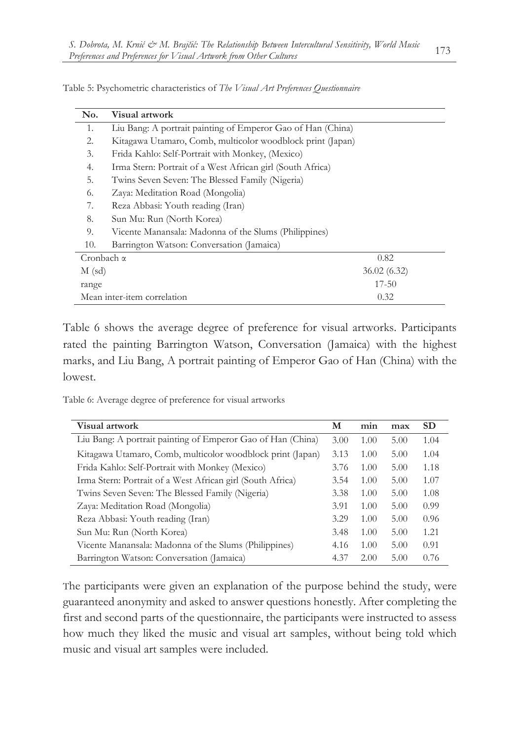Table 5: Psychometric characteristics of *The Visual Art Preferences Questionnaire*

| No. | Visual artwork | |
|---|---|---|
| 1. | Liu Bang: A portrait painting of Emperor Gao of Han (China) | |
| 2. | Kitagawa Utamaro, Comb, multicolor woodblock print (Japan) | |
| 3. | Frida Kahlo: Self-Portrait with Monkey, (Mexico) | |
| 4. | Irma Stern: Portrait of a West African girl (South Africa) | |
| 5. | Twins Seven Seven: The Blessed Family (Nigeria) | |
| 6. | Zaya: Meditation Road (Mongolia) | |
| 7. | Reza Abbasi: Youth reading (Iran) | |
| 8. | Sun Mu: Run (North Korea) | |
| 9. | Vicente Manansala: Madonna of the Slums (Philippines) | |
| 10. | Barrington Watson: Conversation (Jamaica) | |
| Cronbach α | | 0.82 |
| M (sd) | | 36.02 (6.32) |
| range | | 17-50 |
| Mean inter-item correlation | | 0.32 |

Table 6 shows the average degree of preference for visual artworks. Participants rated the painting Barrington Watson, Conversation (Jamaica) with the highest marks, and Liu Bang, A portrait painting of Emperor Gao of Han (China) with the lowest.

Table 6: Average degree of preference for visual artworks

| Visual artwork | M | min | max | SD |
|---|---|---|---|---|
| Liu Bang: A portrait painting of Emperor Gao of Han (China) | 3.00 | 1.00 | 5.00 | 1.04 |
| Kitagawa Utamaro, Comb, multicolor woodblock print (Japan) | 3.13 | 1.00 | 5.00 | 1.04 |
| Frida Kahlo: Self-Portrait with Monkey (Mexico) | 3.76 | 1.00 | 5.00 | 1.18 |
| Irma Stern: Portrait of a West African girl (South Africa) | 3.54 | 1.00 | 5.00 | 1.07 |
| Twins Seven Seven: The Blessed Family (Nigeria) | 3.38 | 1.00 | 5.00 | 1.08 |
| Zaya: Meditation Road (Mongolia) | 3.91 | 1.00 | 5.00 | 0.99 |
| Reza Abbasi: Youth reading (Iran) | 3.29 | 1.00 | 5.00 | 0.96 |
| Sun Mu: Run (North Korea) | 3.48 | 1.00 | 5.00 | 1.21 |
| Vicente Manansala: Madonna of the Slums (Philippines) | 4.16 | 1.00 | 5.00 | 0.91 |
| Barrington Watson: Conversation (Jamaica) | 4.37 | 2.00 | 5.00 | 0.76 |

The participants were given an explanation of the purpose behind the study, were guaranteed anonymity and asked to answer questions honestly. After completing the first and second parts of the questionnaire, the participants were instructed to assess how much they liked the music and visual art samples, without being told which music and visual art samples were included.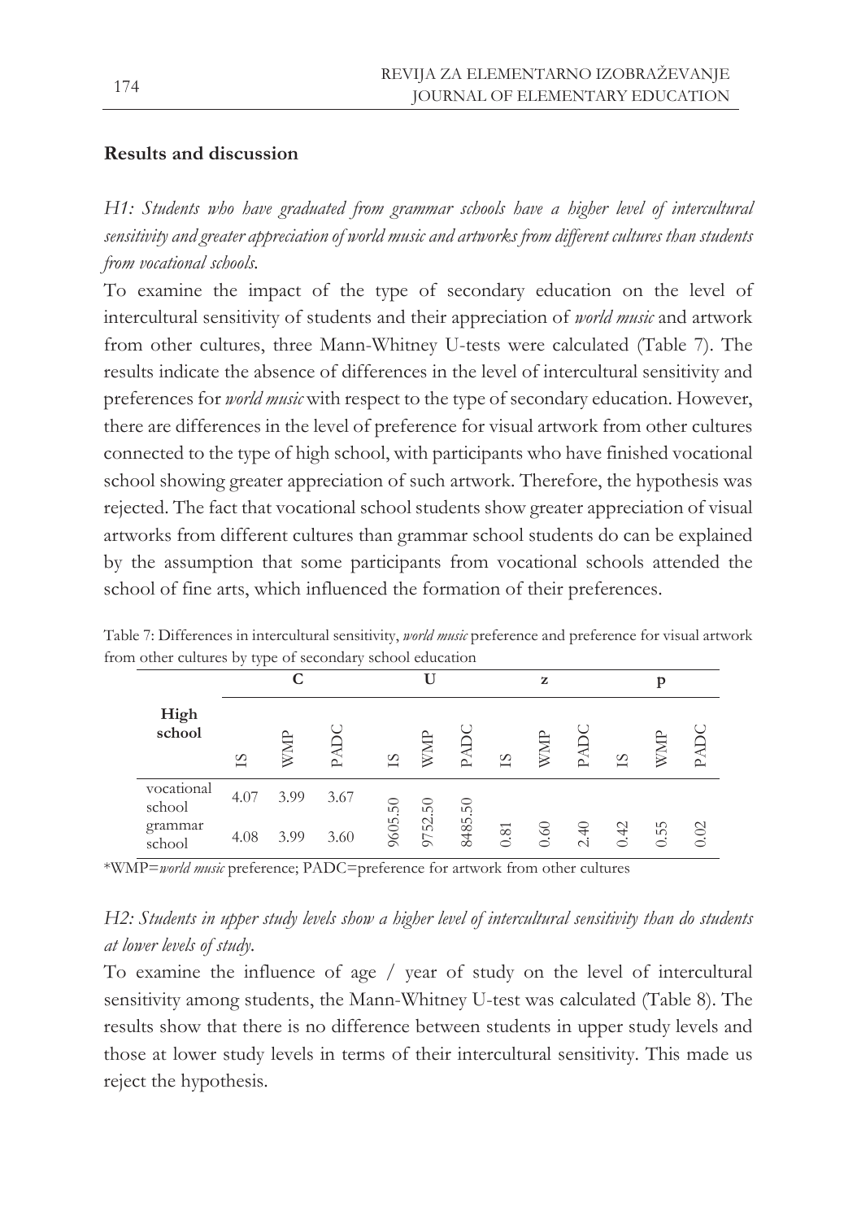## Results and discussion

*H1: Students who have graduated from grammar schools have a higher level of intercultural sensitivity and greater appreciation of world music and artworks from different cultures than students from vocational schools.*

To examine the impact of the type of secondary education on the level of intercultural sensitivity of students and their appreciation of *world music* and artwork from other cultures, three Mann-Whitney U-tests were calculated (Table 7). The results indicate the absence of differences in the level of intercultural sensitivity and preferences for *world music* with respect to the type of secondary education. However, there are differences in the level of preference for visual artwork from other cultures connected to the type of high school, with participants who have finished vocational school showing greater appreciation of such artwork. Therefore, the hypothesis was rejected. The fact that vocational school students show greater appreciation of visual artworks from different cultures than grammar school students do can be explained by the assumption that some participants from vocational schools attended the school of fine arts, which influenced the formation of their preferences.

Table 7: Differences in intercultural sensitivity, *world music* preference and preference for visual artwork from other cultures by type of secondary school education

| High school | C | | | U | | | z | | | p | | |
|---|---|---|---|---|---|---|---|---|---|---|---|---|
| | IS | WMP | PADC | IS | WMP | PADC | IS | WMP | PADC | IS | WMP | PADC |
| vocational school | 4.07 | 3.99 | 3.67 | 9605.50 | 9752.50 | 8485.50 | 0.81 | 0.60 | 2.40 | 0.42 | 0.55 | 0.02 |
| grammar school | 4.08 | 3.99 | 3.60 | | | | | | | | | |

*WMP=*world music* preference; PADC=preference for artwork from other cultures

*H2: Students in upper study levels show a higher level of intercultural sensitivity than do students at lower levels of study.*

To examine the influence of age / year of study on the level of intercultural sensitivity among students, the Mann-Whitney U-test was calculated (Table 8). The results show that there is no difference between students in upper study levels and those at lower study levels in terms of their intercultural sensitivity. This made us reject the hypothesis.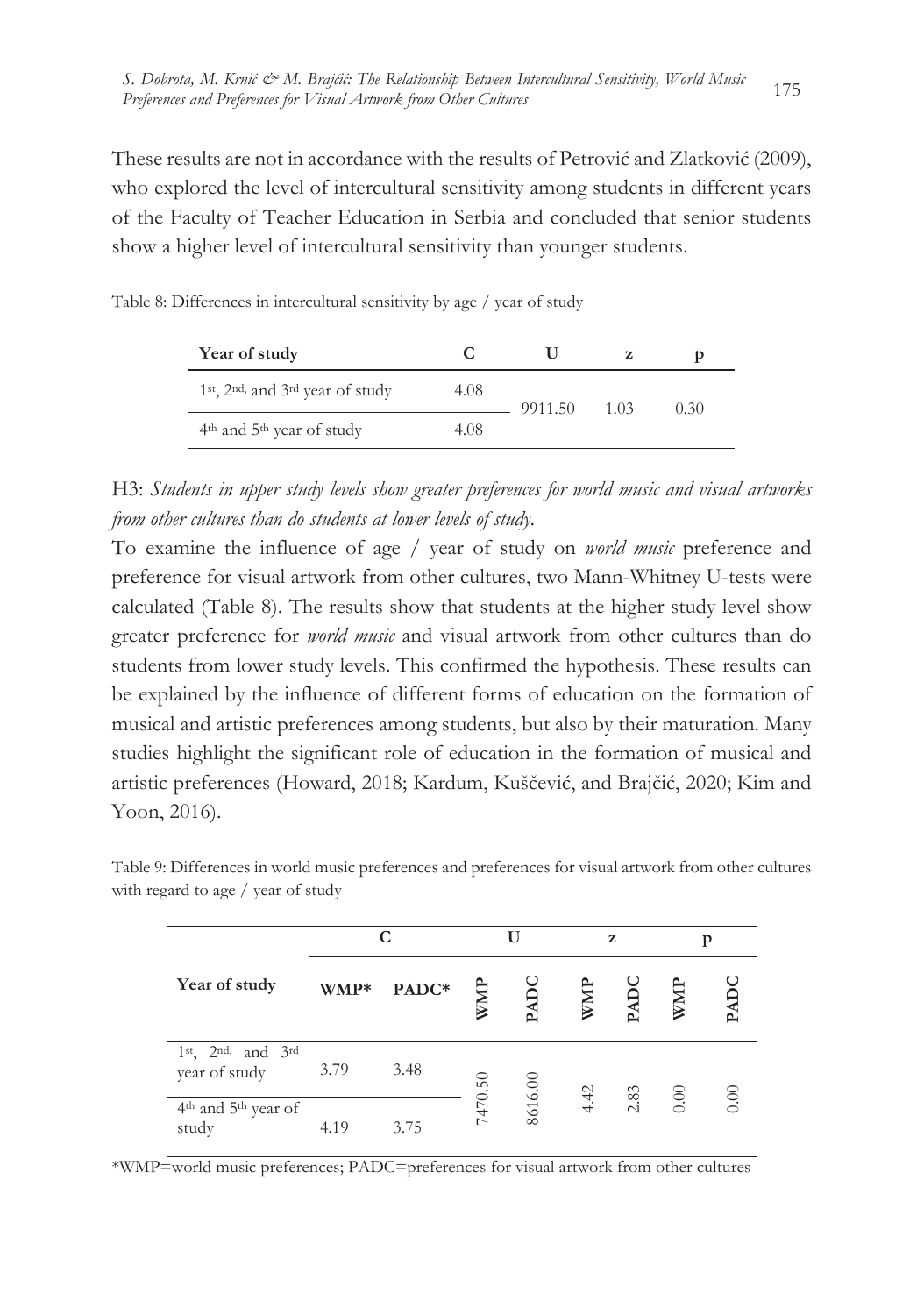These results are not in accordance with the results of Petrović and Zlatković (2009), who explored the level of intercultural sensitivity among students in different years of the Faculty of Teacher Education in Serbia and concluded that senior students show a higher level of intercultural sensitivity than younger students.

Table 8: Differences in intercultural sensitivity by age / year of study

| Year of study | C | U | z | p |
|---|---|---|---|---|
| 1st, 2nd, and 3rd year of study | 4.08 | 9911.50 | 1.03 | 0.30 |
| 4th and 5th year of study | 4.08 | | | |

H3: *Students in upper study levels show greater preferences for world music and visual artworks from other cultures than do students at lower levels of study.*

To examine the influence of age / year of study on *world music* preference and preference for visual artwork from other cultures, two Mann-Whitney U-tests were calculated (Table 8). The results show that students at the higher study level show greater preference for *world music* and visual artwork from other cultures than do students from lower study levels. This confirmed the hypothesis. These results can be explained by the influence of different forms of education on the formation of musical and artistic preferences among students, but also by their maturation. Many studies highlight the significant role of education in the formation of musical and artistic preferences (Howard, 2018; Kardum, Kuščević, and Brajčić, 2020; Kim and Yoon, 2016).

Table 9: Differences in world music preferences and preferences for visual artwork from other cultures with regard to age / year of study

| Year of study | C | | U | | z | | p | |
|---|---|---|---|---|---|---|---|---|
| | WMP* | PADC* | WMP | PADC | WMP | PADC | WMP | PADC |
| 1st, 2nd, and 3rd year of study | 3.79 | 3.48 | 7470.50 | 8616.00 | 4.42 | 2.83 | 0.00 | 0.00 |
| 4th and 5th year of study | 4.19 | 3.75 | | | | | | |

*WMP=world music preferences; PADC=preferences for visual artwork from other cultures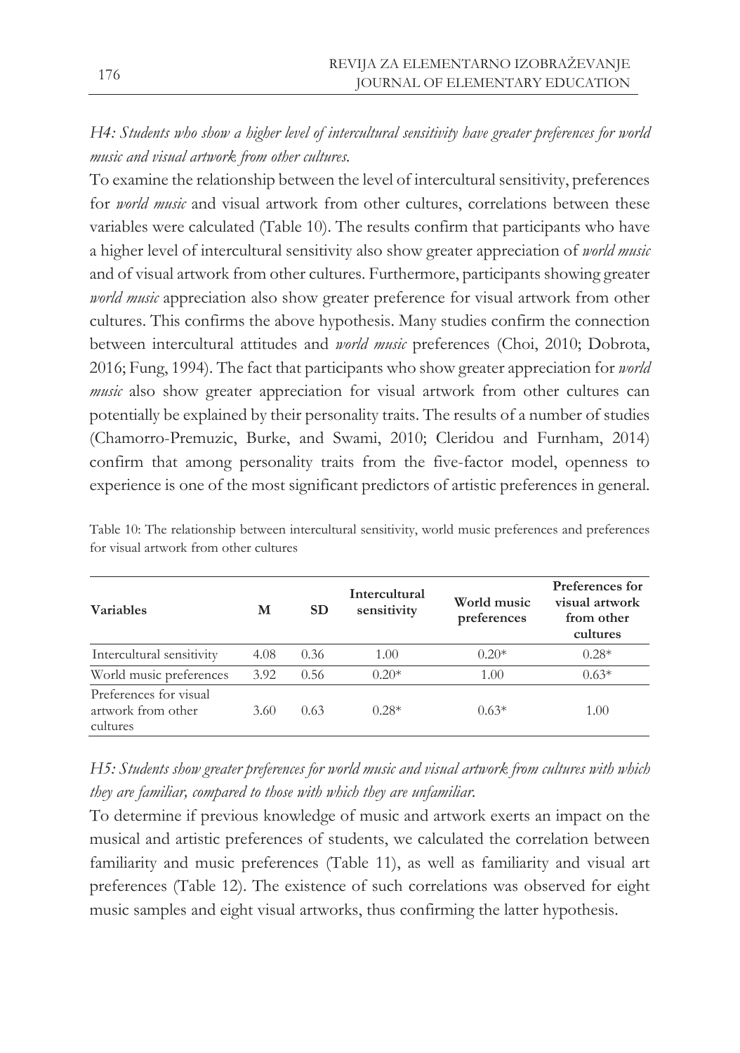*H4: Students who show a higher level of intercultural sensitivity have greater preferences for world music and visual artwork from other cultures.*

To examine the relationship between the level of intercultural sensitivity, preferences for *world music* and visual artwork from other cultures, correlations between these variables were calculated (Table 10). The results confirm that participants who have a higher level of intercultural sensitivity also show greater appreciation of *world music* and of visual artwork from other cultures. Furthermore, participants showing greater *world music* appreciation also show greater preference for visual artwork from other cultures. This confirms the above hypothesis. Many studies confirm the connection between intercultural attitudes and *world music* preferences (Choi, 2010; Dobrota, 2016; Fung, 1994). The fact that participants who show greater appreciation for *world music* also show greater appreciation for visual artwork from other cultures can potentially be explained by their personality traits. The results of a number of studies (Chamorro-Premuzic, Burke, and Swami, 2010; Cleridou and Furnham, 2014) confirm that among personality traits from the five-factor model, openness to experience is one of the most significant predictors of artistic preferences in general.

Table 10: The relationship between intercultural sensitivity, world music preferences and preferences for visual artwork from other cultures

| Variables | M | SD | Intercultural sensitivity | World music preferences | Preferences for visual artwork from other cultures |
|---|---|---|---|---|---|
| Intercultural sensitivity | 4.08 | 0.36 | 1.00 | 0.20* | 0.28* |
| World music preferences | 3.92 | 0.56 | 0.20* | 1.00 | 0.63* |
| Preferences for visual artwork from other cultures | 3.60 | 0.63 | 0.28* | 0.63* | 1.00 |

*H5: Students show greater preferences for world music and visual artwork from cultures with which they are familiar, compared to those with which they are unfamiliar.*

To determine if previous knowledge of music and artwork exerts an impact on the musical and artistic preferences of students, we calculated the correlation between familiarity and music preferences (Table 11), as well as familiarity and visual art preferences (Table 12). The existence of such correlations was observed for eight music samples and eight visual artworks, thus confirming the latter hypothesis.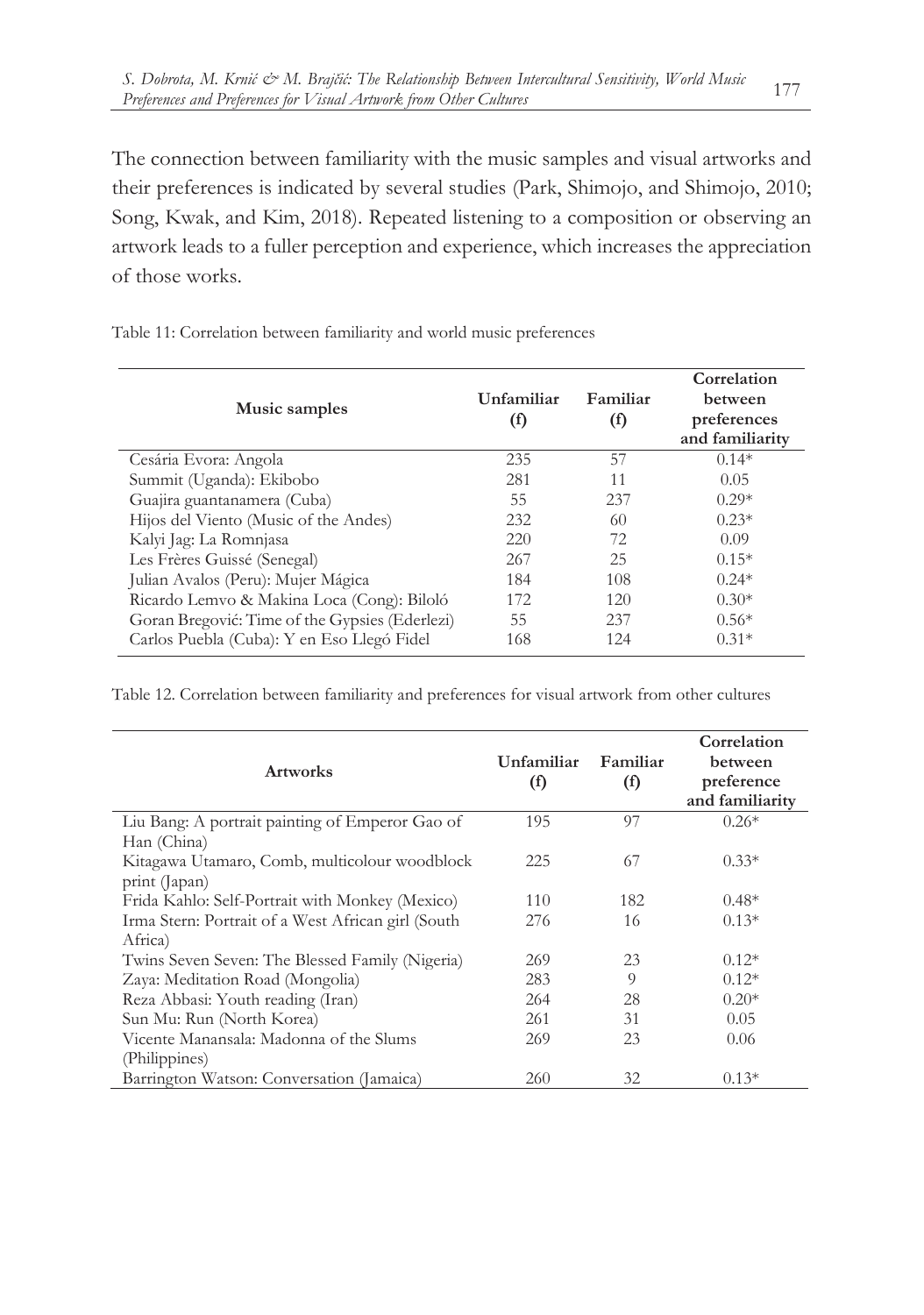The connection between familiarity with the music samples and visual artworks and their preferences is indicated by several studies (Park, Shimojo, and Shimojo, 2010; Song, Kwak, and Kim, 2018). Repeated listening to a composition or observing an artwork leads to a fuller perception and experience, which increases the appreciation of those works.

Table 11: Correlation between familiarity and world music preferences

| Music samples | Unfamiliar (f) | Familiar (f) | Correlation between preferences and familiarity |
|---|---|---|---|
| Cesária Evora: Angola | 235 | 57 | 0.14* |
| Summit (Uganda): Ekibobo | 281 | 11 | 0.05 |
| Guajira guantanamera (Cuba) | 55 | 237 | 0.29* |
| Hijos del Viento (Music of the Andes) | 232 | 60 | 0.23* |
| Kalyi Jag: La Romnjasa | 220 | 72 | 0.09 |
| Les Frères Guissé (Senegal) | 267 | 25 | 0.15* |
| Julian Avalos (Peru): Mujer Mágica | 184 | 108 | 0.24* |
| Ricardo Lemvo & Makina Loca (Cong): Biloló | 172 | 120 | 0.30* |
| Goran Bregović: Time of the Gypsies (Ederlezi) | 55 | 237 | 0.56* |
| Carlos Puebla (Cuba): Y en Eso Llegó Fidel | 168 | 124 | 0.31* |

Table 12. Correlation between familiarity and preferences for visual artwork from other cultures

| Artworks | Unfamiliar (f) | Familiar (f) | Correlation between preference and familiarity |
|---|---|---|---|
| Liu Bang: A portrait painting of Emperor Gao of Han (China) | 195 | 97 | 0.26* |
| Kitagawa Utamaro, Comb, multicolour woodblock print (Japan) | 225 | 67 | 0.33* |
| Frida Kahlo: Self-Portrait with Monkey (Mexico) | 110 | 182 | 0.48* |
| Irma Stern: Portrait of a West African girl (South Africa) | 276 | 16 | 0.13* |
| Twins Seven Seven: The Blessed Family (Nigeria) | 269 | 23 | 0.12* |
| Zaya: Meditation Road (Mongolia) | 283 | 9 | 0.12* |
| Reza Abbasi: Youth reading (Iran) | 264 | 28 | 0.20* |
| Sun Mu: Run (North Korea) | 261 | 31 | 0.05 |
| Vicente Manansala: Madonna of the Slums (Philippines) | 269 | 23 | 0.06 |
| Barrington Watson: Conversation (Jamaica) | 260 | 32 | 0.13* |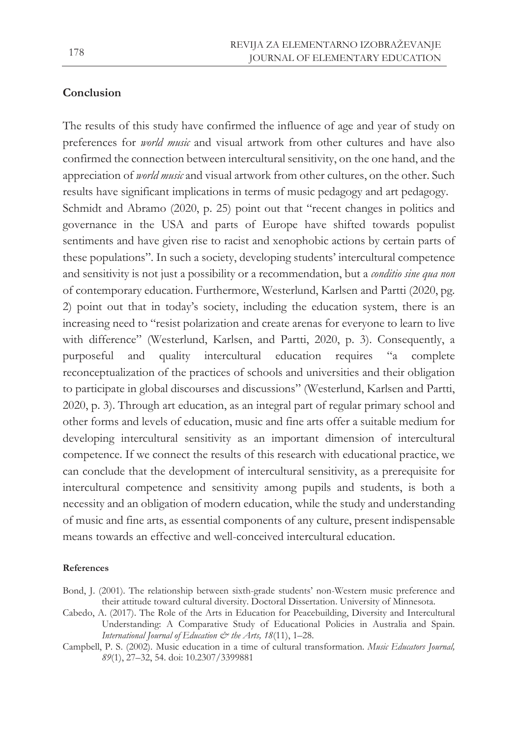## Conclusion

The results of this study have confirmed the influence of age and year of study on preferences for *world music* and visual artwork from other cultures and have also confirmed the connection between intercultural sensitivity, on the one hand, and the appreciation of *world music* and visual artwork from other cultures, on the other. Such results have significant implications in terms of music pedagogy and art pedagogy.

Schmidt and Abramo (2020, p. 25) point out that "recent changes in politics and governance in the USA and parts of Europe have shifted towards populist sentiments and have given rise to racist and xenophobic actions by certain parts of these populations". In such a society, developing students' intercultural competence and sensitivity is not just a possibility or a recommendation, but a *conditio sine qua non* of contemporary education. Furthermore, Westerlund, Karlsen and Partti (2020, pg. 2) point out that in today's society, including the education system, there is an increasing need to "resist polarization and create arenas for everyone to learn to live with difference" (Westerlund, Karlsen, and Partti, 2020, p. 3). Consequently, a purposeful and quality intercultural education requires "a complete reconceptualization of the practices of schools and universities and their obligation to participate in global discourses and discussions" (Westerlund, Karlsen and Partti, 2020, p. 3). Through art education, as an integral part of regular primary school and other forms and levels of education, music and fine arts offer a suitable medium for developing intercultural sensitivity as an important dimension of intercultural competence. If we connect the results of this research with educational practice, we can conclude that the development of intercultural sensitivity, as a prerequisite for intercultural competence and sensitivity among pupils and students, is both a necessity and an obligation of modern education, while the study and understanding of music and fine arts, as essential components of any culture, present indispensable means towards an effective and well-conceived intercultural education.

#### References

Bond, J. (2001). The relationship between sixth-grade students' non-Western music preference and their attitude toward cultural diversity. Doctoral Dissertation. University of Minnesota.

Cabedo, A. (2017). The Role of the Arts in Education for Peacebuilding, Diversity and Intercultural Understanding: A Comparative Study of Educational Policies in Australia and Spain. *International Journal of Education & the Arts, 18*(11), 1–28.

Campbell, P. S. (2002). Music education in a time of cultural transformation. *Music Educators Journal, 89*(1), 27–32, 54. doi: 10.2307/3399881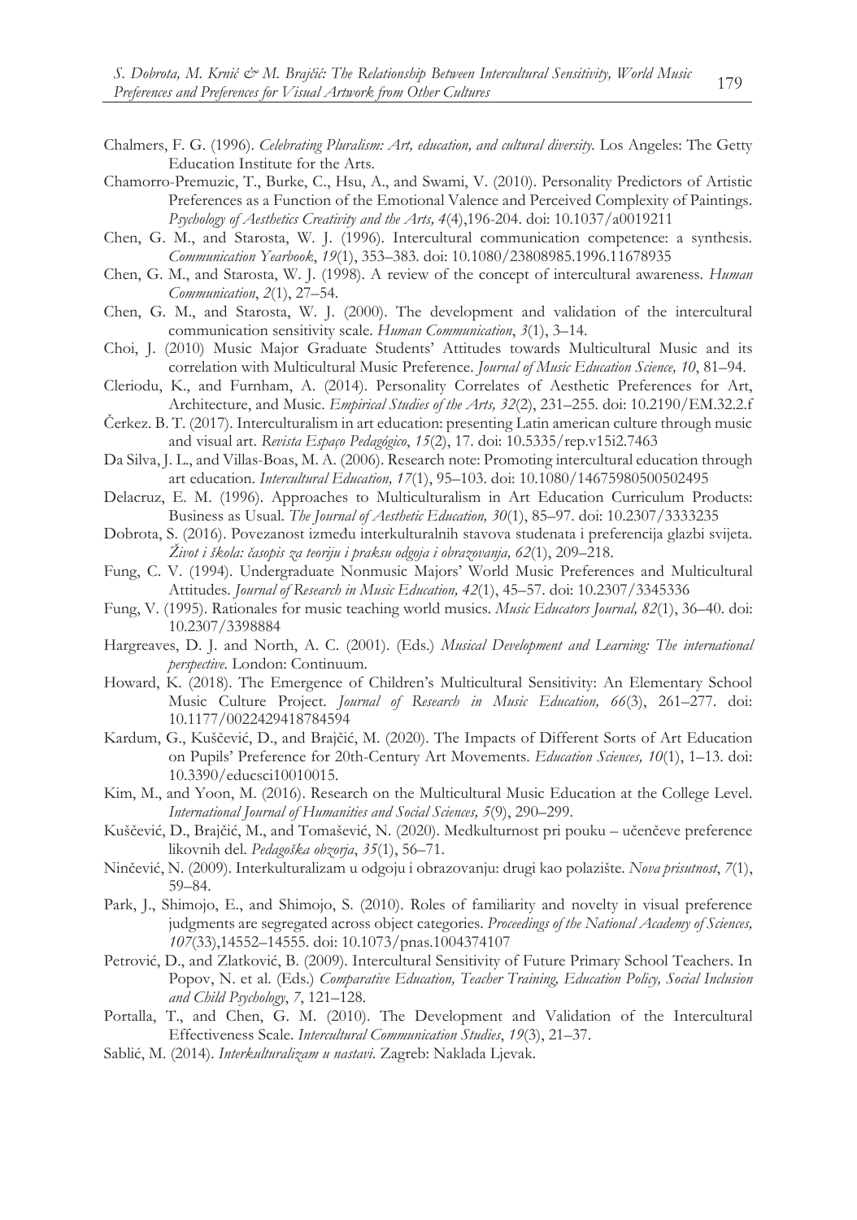Chalmers, F. G. (1996). *Celebrating Pluralism: Art, education, and cultural diversity*. Los Angeles: The Getty Education Institute for the Arts.

Chamorro-Premuzic, T., Burke, C., Hsu, A., and Swami, V. (2010). Personality Predictors of Artistic Preferences as a Function of the Emotional Valence and Perceived Complexity of Paintings. *Psychology of Aesthetics Creativity and the Arts, 4*(4),196-204. doi: 10.1037/a0019211

Chen, G. M., and Starosta, W. J. (1996). Intercultural communication competence: a synthesis. *Communication Yearbook*, *19*(1), 353–383. doi: 10.1080/23808985.1996.11678935

Chen, G. M., and Starosta, W. J. (1998). A review of the concept of intercultural awareness. *Human Communication*, *2*(1), 27–54.

Chen, G. M., and Starosta, W. J. (2000). The development and validation of the intercultural communication sensitivity scale. *Human Communication*, *3*(1), 3–14.

Choi, J. (2010) Music Major Graduate Students' Attitudes towards Multicultural Music and its correlation with Multicultural Music Preference. *Journal of Music Education Science, 10*, 81–94.

Cleriodu, K., and Furnham, A. (2014). Personality Correlates of Aesthetic Preferences for Art, Architecture, and Music. *Empirical Studies of the Arts, 32*(2), 231–255. doi: 10.2190/EM.32.2.f

Čerkez. B. T. (2017). Interculturalism in art education: presenting Latin american culture through music and visual art. *Revista Espaço Pedagógico*, *15*(2), 17. doi: 10.5335/rep.v15i2.7463

Da Silva, J. L., and Villas-Boas, M. A. (2006). Research note: Promoting intercultural education through art education. *Intercultural Education, 17*(1), 95–103. doi: 10.1080/14675980500502495

Delacruz, E. M. (1996). Approaches to Multiculturalism in Art Education Curriculum Products: Business as Usual. *The Journal of Aesthetic Education, 30*(1), 85–97. doi: 10.2307/3333235

Dobrota, S. (2016). Povezanost između interkulturalnih stavova studenata i preferencija glazbi svijeta. *Život i škola: časopis za teoriju i praksu odgoja i obrazovanja, 62*(1), 209–218.

Fung, C. V. (1994). Undergraduate Nonmusic Majors' World Music Preferences and Multicultural Attitudes. *Journal of Research in Music Education, 42*(1), 45–57. doi: 10.2307/3345336

Fung, V. (1995). Rationales for music teaching world musics. *Music Educators Journal, 82*(1), 36–40. doi: 10.2307/3398884

Hargreaves, D. J. and North, A. C. (2001). (Eds.) *Musical Development and Learning: The international perspective*. London: Continuum.

Howard, K. (2018). The Emergence of Children's Multicultural Sensitivity: An Elementary School Music Culture Project. *Journal of Research in Music Education, 66*(3), 261–277. doi: 10.1177/0022429418784594

Kardum, G., Kuščević, D., and Brajčić, M. (2020). The Impacts of Different Sorts of Art Education on Pupils' Preference for 20th-Century Art Movements. *Education Sciences, 10*(1), 1–13. doi: 10.3390/educsci10010015.

Kim, M., and Yoon, M. (2016). Research on the Multicultural Music Education at the College Level. *International Journal of Humanities and Social Sciences, 5*(9), 290–299.

Kuščević, D., Brajčić, M., and Tomašević, N. (2020). Medkulturnost pri pouku – učenčeve preference likovnih del. *Pedagoška obzorja*, *35*(1), 56–71.

Ninčević, N. (2009). Interkulturalizam u odgoju i obrazovanju: drugi kao polazište. *Nova prisutnost*, *7*(1), 59–84.

Park, J., Shimojo, E., and Shimojo, S. (2010). Roles of familiarity and novelty in visual preference judgments are segregated across object categories. *Proceedings of the National Academy of Sciences, 107*(33),14552–14555. doi: 10.1073/pnas.1004374107

Petrović, D., and Zlatković, B. (2009). Intercultural Sensitivity of Future Primary School Teachers. In Popov, N. et al. (Eds.) *Comparative Education, Teacher Training, Education Policy, Social Inclusion and Child Psychology*, *7*, 121–128.

Portalla, T., and Chen, G. M. (2010). The Development and Validation of the Intercultural Effectiveness Scale. *Intercultural Communication Studies*, *19*(3), 21–37.

Sablić, M. (2014). *Interkulturalizam u nastavi*. Zagreb: Naklada Ljevak.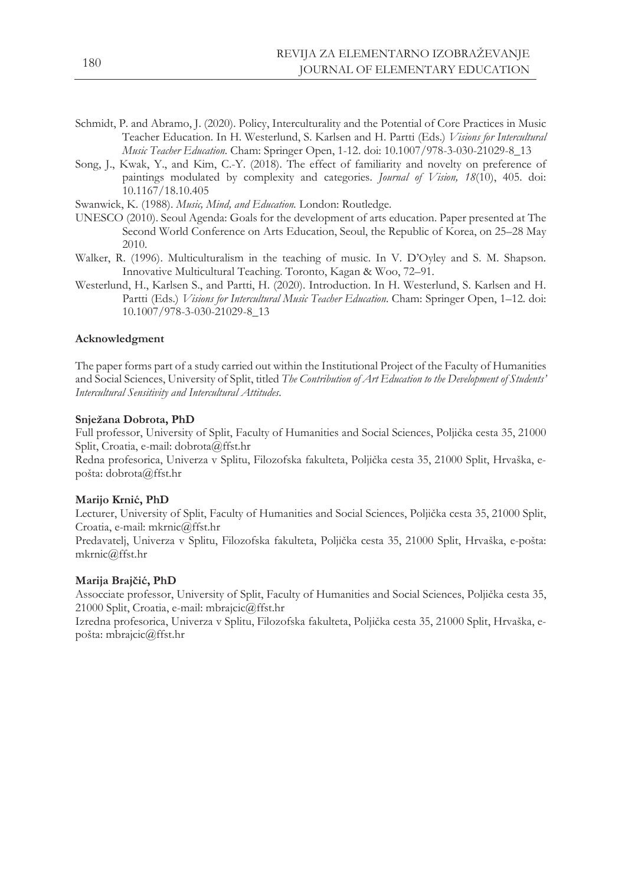Schmidt, P. and Abramo, J. (2020). Policy, Interculturality and the Potential of Core Practices in Music Teacher Education. In H. Westerlund, S. Karlsen and H. Partti (Eds.) *Visions for Intercultural Music Teacher Education*. Cham: Springer Open, 1-12. doi: 10.1007/978-3-030-21029-8_13

Song, J., Kwak, Y., and Kim, C.-Y. (2018). The effect of familiarity and novelty on preference of paintings modulated by complexity and categories. *Journal of Vision, 18*(10), 405. doi: 10.1167/18.10.405

Swanwick, K. (1988). *Music, Mind, and Education.* London: Routledge.

UNESCO (2010). Seoul Agenda: Goals for the development of arts education. Paper presented at The Second World Conference on Arts Education, Seoul, the Republic of Korea, on 25–28 May 2010.

Walker, R. (1996). Multiculturalism in the teaching of music. In V. D'Oyley and S. M. Shapson. Innovative Multicultural Teaching. Toronto, Kagan & Woo, 72–91.

Westerlund, H., Karlsen S., and Partti, H. (2020). Introduction. In H. Westerlund, S. Karlsen and H. Partti (Eds.) *Visions for Intercultural Music Teacher Education*. Cham: Springer Open, 1–12. doi: 10.1007/978-3-030-21029-8_13

#### Acknowledgment

The paper forms part of a study carried out within the Institutional Project of the Faculty of Humanities and Social Sciences, University of Split, titled *The Contribution of Art Education to the Development of Students' Intercultural Sensitivity and Intercultural Attitudes*.

**Snježana Dobrota, PhD**
Full professor, University of Split, Faculty of Humanities and Social Sciences, Poljička cesta 35, 21000 Split, Croatia, e-mail: dobrota@ffst.hr
Redna profesorica, Univerza v Splitu, Filozofska fakulteta, Poljička cesta 35, 21000 Split, Hrvaška, e-pošta: dobrota@ffst.hr

**Marijo Krnić, PhD**
Lecturer, University of Split, Faculty of Humanities and Social Sciences, Poljička cesta 35, 21000 Split, Croatia, e-mail: mkrnic@ffst.hr
Predavatelj, Univerza v Splitu, Filozofska fakulteta, Poljička cesta 35, 21000 Split, Hrvaška, e-pošta: mkrnic@ffst.hr

**Marija Brajčić, PhD**
Assocciate professor, University of Split, Faculty of Humanities and Social Sciences, Poljička cesta 35, 21000 Split, Croatia, e-mail: mbrajcic@ffst.hr
Izredna profesorica, Univerza v Splitu, Filozofska fakulteta, Poljička cesta 35, 21000 Split, Hrvaška, e-pošta: mbrajcic@ffst.hr